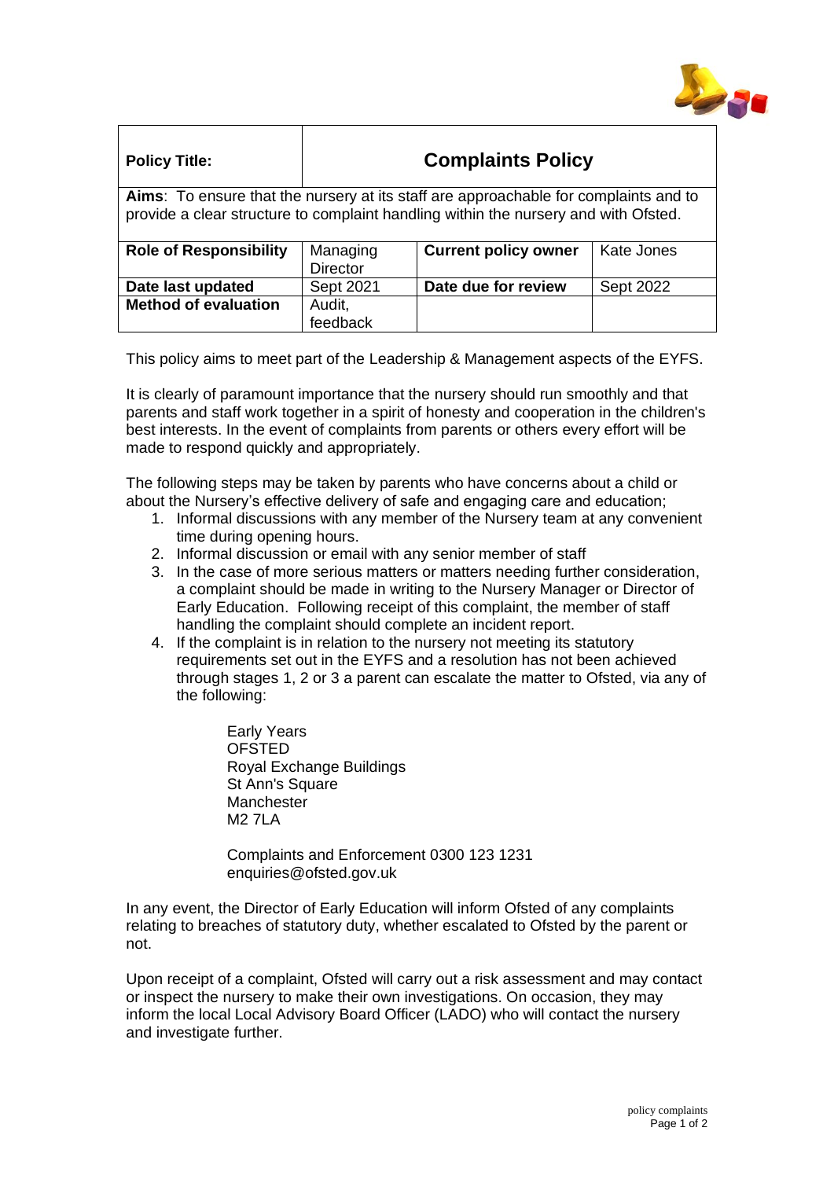| Policy Title: | Complaints Policy | | |
|---|---|---|---|
| **Aims**: To ensure that the nursery at its staff are approachable for complaints and to provide a clear structure to complaint handling within the nursery and with Ofsted. | | | |
| **Role of Responsibility** | Managing Director | **Current policy owner** | Kate Jones |
| **Date last updated** | Sept 2021 | **Date due for review** | Sept 2022 |
| **Method of evaluation** | Audit, feedback | | |

This policy aims to meet part of the Leadership & Management aspects of the EYFS.

It is clearly of paramount importance that the nursery should run smoothly and that parents and staff work together in a spirit of honesty and cooperation in the children's best interests. In the event of complaints from parents or others every effort will be made to respond quickly and appropriately.

The following steps may be taken by parents who have concerns about a child or about the Nursery's effective delivery of safe and engaging care and education;

1. Informal discussions with any member of the Nursery team at any convenient time during opening hours.
2. Informal discussion or email with any senior member of staff
3. In the case of more serious matters or matters needing further consideration, a complaint should be made in writing to the Nursery Manager or Director of Early Education. Following receipt of this complaint, the member of staff handling the complaint should complete an incident report.
4. If the complaint is in relation to the nursery not meeting its statutory requirements set out in the EYFS and a resolution has not been achieved through stages 1, 2 or 3 a parent can escalate the matter to Ofsted, via any of the following:

   Early Years
   OFSTED
   Royal Exchange Buildings
   St Ann's Square
   Manchester
   M2 7LA

   Complaints and Enforcement 0300 123 1231
   enquiries@ofsted.gov.uk

In any event, the Director of Early Education will inform Ofsted of any complaints relating to breaches of statutory duty, whether escalated to Ofsted by the parent or not.

Upon receipt of a complaint, Ofsted will carry out a risk assessment and may contact or inspect the nursery to make their own investigations. On occasion, they may inform the local Local Advisory Board Officer (LADO) who will contact the nursery and investigate further.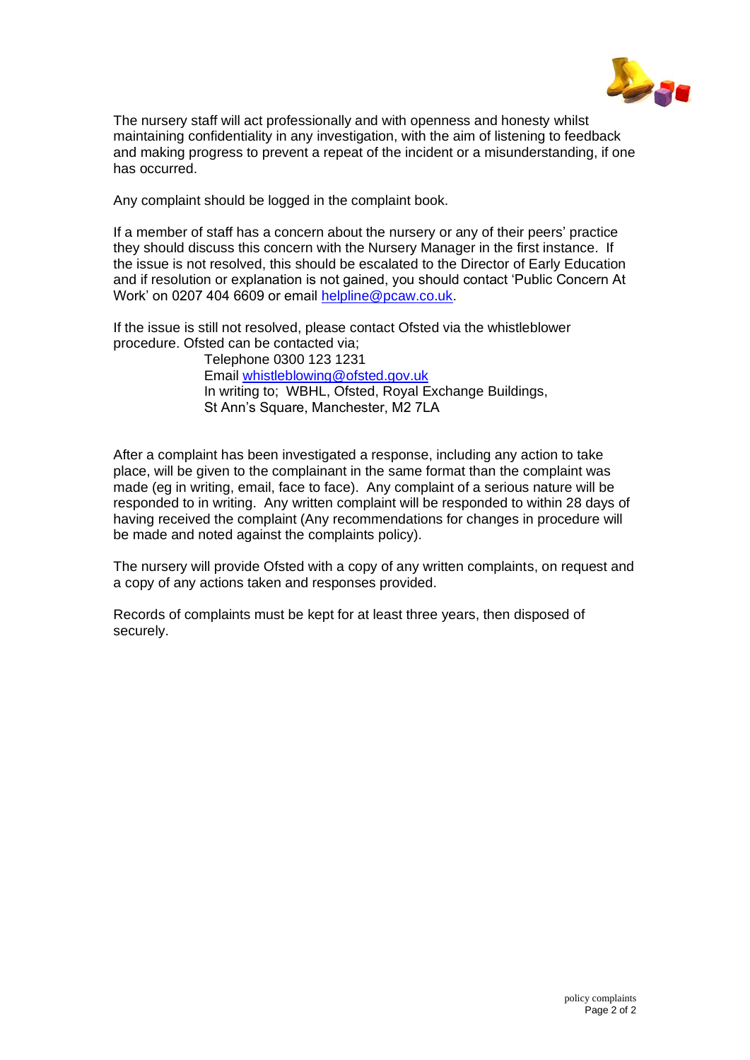The nursery staff will act professionally and with openness and honesty whilst maintaining confidentiality in any investigation, with the aim of listening to feedback and making progress to prevent a repeat of the incident or a misunderstanding, if one has occurred.

Any complaint should be logged in the complaint book.

If a member of staff has a concern about the nursery or any of their peers' practice they should discuss this concern with the Nursery Manager in the first instance. If the issue is not resolved, this should be escalated to the Director of Early Education and if resolution or explanation is not gained, you should contact 'Public Concern At Work' on 0207 404 6609 or email helpline@pcaw.co.uk.

If the issue is still not resolved, please contact Ofsted via the whistleblower procedure. Ofsted can be contacted via;

Telephone 0300 123 1231
Email whistleblowing@ofsted.gov.uk
In writing to; WBHL, Ofsted, Royal Exchange Buildings, St Ann's Square, Manchester, M2 7LA

After a complaint has been investigated a response, including any action to take place, will be given to the complainant in the same format than the complaint was made (eg in writing, email, face to face). Any complaint of a serious nature will be responded to in writing. Any written complaint will be responded to within 28 days of having received the complaint (Any recommendations for changes in procedure will be made and noted against the complaints policy).

The nursery will provide Ofsted with a copy of any written complaints, on request and a copy of any actions taken and responses provided.

Records of complaints must be kept for at least three years, then disposed of securely.